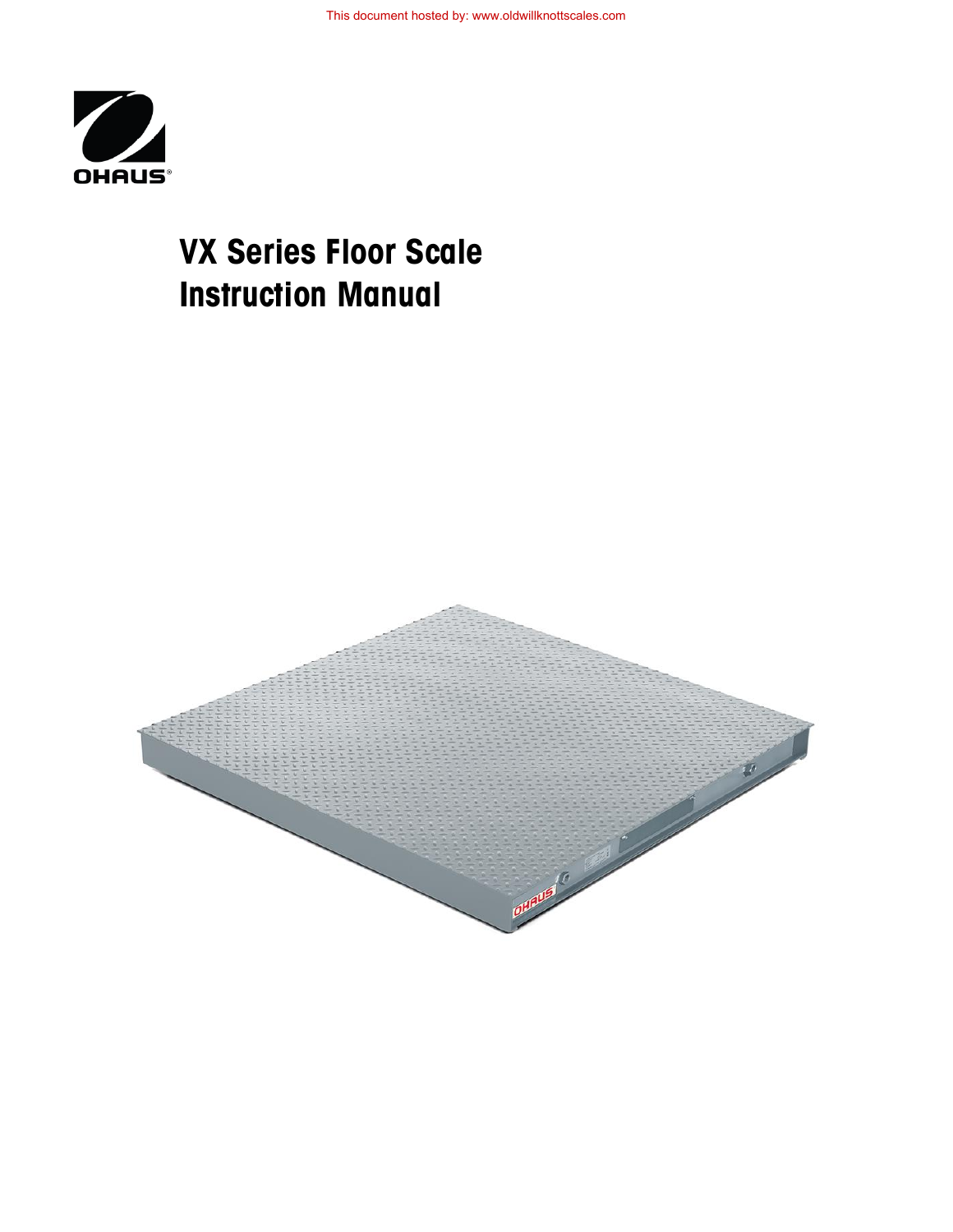This document hosted by: www.oldwillknottscales.com

OHAUS

# VX Series Floor Scale Instruction Manual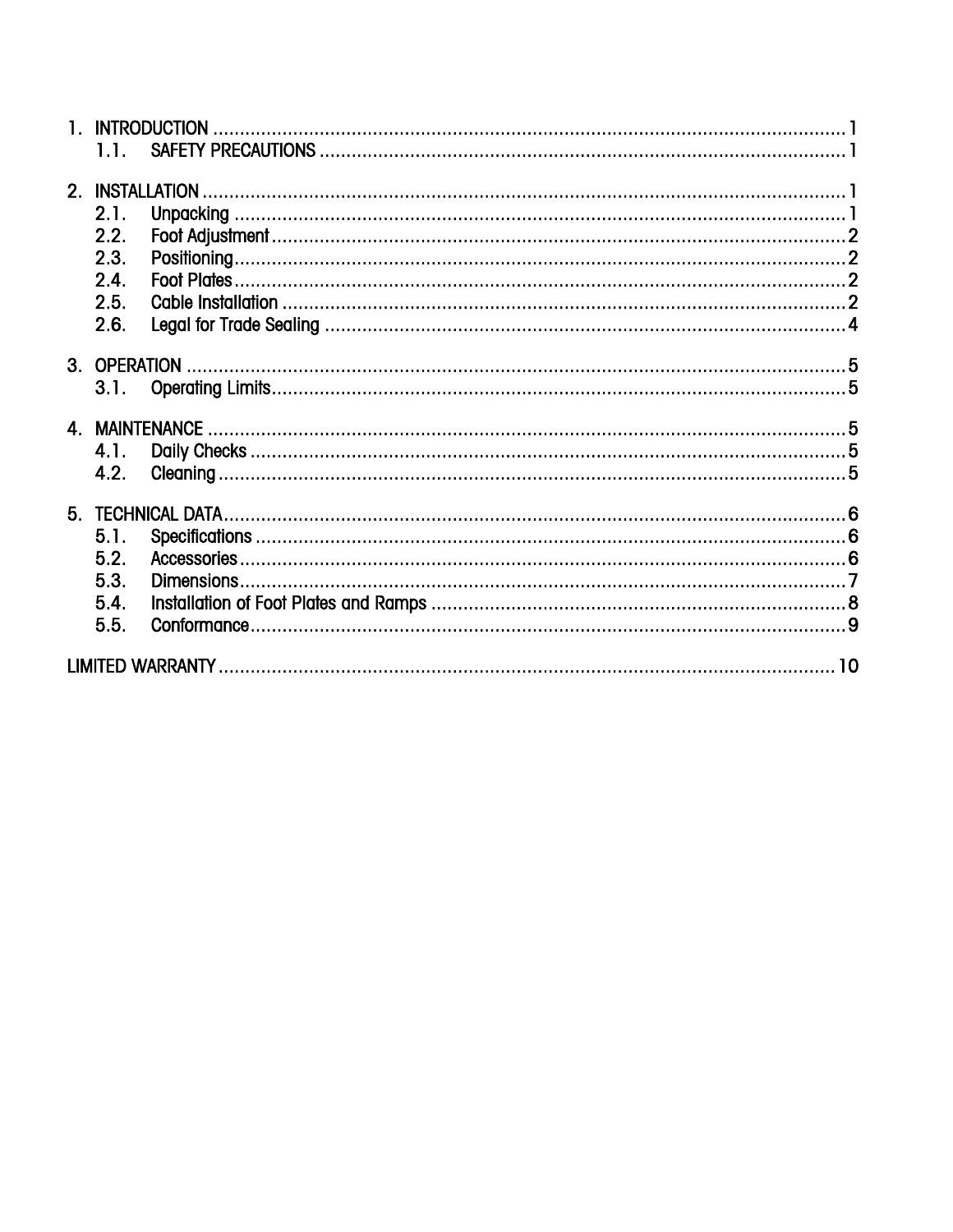1. INTRODUCTION ........................................................................................................ 1
   1.1. SAFETY PRECAUTIONS ................................................................................. 1

2. INSTALLATION ........................................................................................................ 1
   2.1. Unpacking ...................................................................................................... 1
   2.2. Foot Adjustment ............................................................................................. 2
   2.3. Positioning ..................................................................................................... 2
   2.4. Foot Plates ..................................................................................................... 2
   2.5. Cable Installation ............................................................................................ 2
   2.6. Legal for Trade Sealing ................................................................................... 4

3. OPERATION ............................................................................................................ 5
   3.1. Operating Limits ............................................................................................. 5

4. MAINTENANCE ........................................................................................................ 5
   4.1. Daily Checks ................................................................................................... 5
   4.2. Cleaning ......................................................................................................... 5

5. TECHNICAL DATA .................................................................................................... 6
   5.1. Specifications ................................................................................................. 6
   5.2. Accessories .................................................................................................... 6
   5.3. Dimensions ..................................................................................................... 7
   5.4. Installation of Foot Plates and Ramps .............................................................. 8
   5.5. Conformance ................................................................................................... 9

LIMITED WARRANTY ................................................................................................... 10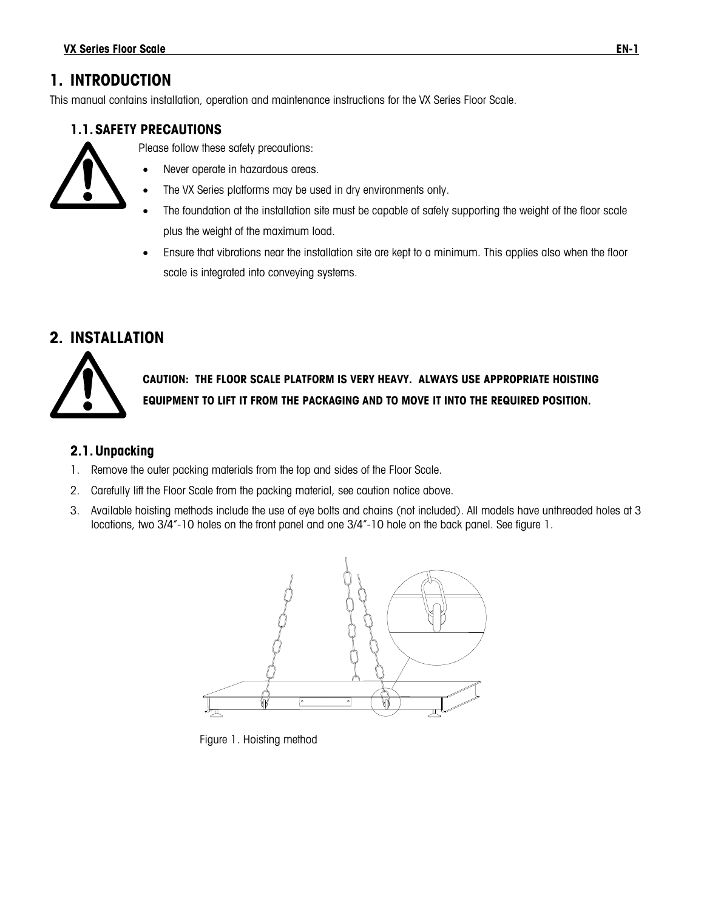# 1. INTRODUCTION

This manual contains installation, operation and maintenance instructions for the VX Series Floor Scale.

## 1.1. SAFETY PRECAUTIONS

Please follow these safety precautions:

- Never operate in hazardous areas.
- The VX Series platforms may be used in dry environments only.
- The foundation at the installation site must be capable of safely supporting the weight of the floor scale plus the weight of the maximum load.
- Ensure that vibrations near the installation site are kept to a minimum. This applies also when the floor scale is integrated into conveying systems.

# 2. INSTALLATION

**CAUTION: THE FLOOR SCALE PLATFORM IS VERY HEAVY. ALWAYS USE APPROPRIATE HOISTING EQUIPMENT TO LIFT IT FROM THE PACKAGING AND TO MOVE IT INTO THE REQUIRED POSITION.**

## 2.1. Unpacking

1. Remove the outer packing materials from the top and sides of the Floor Scale.
2. Carefully lift the Floor Scale from the packing material, see caution notice above.
3. Available hoisting methods include the use of eye bolts and chains (not included). All models have unthreaded holes at 3 locations, two 3/4"-10 holes on the front panel and one 3/4"-10 hole on the back panel. See figure 1.

Figure 1. Hoisting method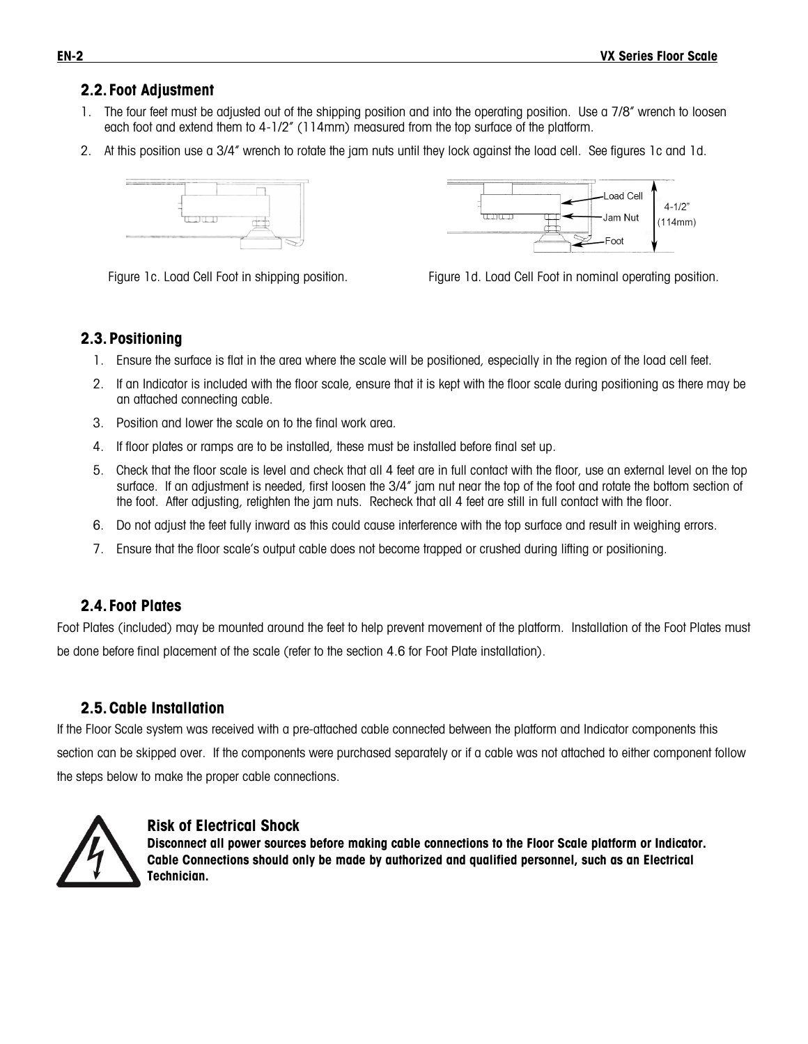## 2.2. Foot Adjustment

1. The four feet must be adjusted out of the shipping position and into the operating position. Use a 7/8" wrench to loosen each foot and extend them to 4-1/2" (114mm) measured from the top surface of the platform.
2. At this position use a 3/4" wrench to rotate the jam nuts until they lock against the load cell. See figures 1c and 1d.

Figure 1c. Load Cell Foot in shipping position.

Load Cell
Jam Nut
Foot
4-1/2"
(114mm)

Figure 1d. Load Cell Foot in nominal operating position.

## 2.3. Positioning

1. Ensure the surface is flat in the area where the scale will be positioned, especially in the region of the load cell feet.
2. If an Indicator is included with the floor scale, ensure that it is kept with the floor scale during positioning as there may be an attached connecting cable.
3. Position and lower the scale on to the final work area.
4. If floor plates or ramps are to be installed, these must be installed before final set up.
5. Check that the floor scale is level and check that all 4 feet are in full contact with the floor, use an external level on the top surface. If an adjustment is needed, first loosen the 3/4" jam nut near the top of the foot and rotate the bottom section of the foot. After adjusting, retighten the jam nuts. Recheck that all 4 feet are still in full contact with the floor.
6. Do not adjust the feet fully inward as this could cause interference with the top surface and result in weighing errors.
7. Ensure that the floor scale's output cable does not become trapped or crushed during lifting or positioning.

## 2.4. Foot Plates

Foot Plates (included) may be mounted around the feet to help prevent movement of the platform. Installation of the Foot Plates must be done before final placement of the scale (refer to the section 4.6 for Foot Plate installation).

## 2.5. Cable Installation

If the Floor Scale system was received with a pre-attached cable connected between the platform and Indicator components this section can be skipped over. If the components were purchased separately or if a cable was not attached to either component follow the steps below to make the proper cable connections.

**Risk of Electrical Shock**

**Disconnect all power sources before making cable connections to the Floor Scale platform or Indicator. Cable Connections should only be made by authorized and qualified personnel, such as an Electrical Technician.**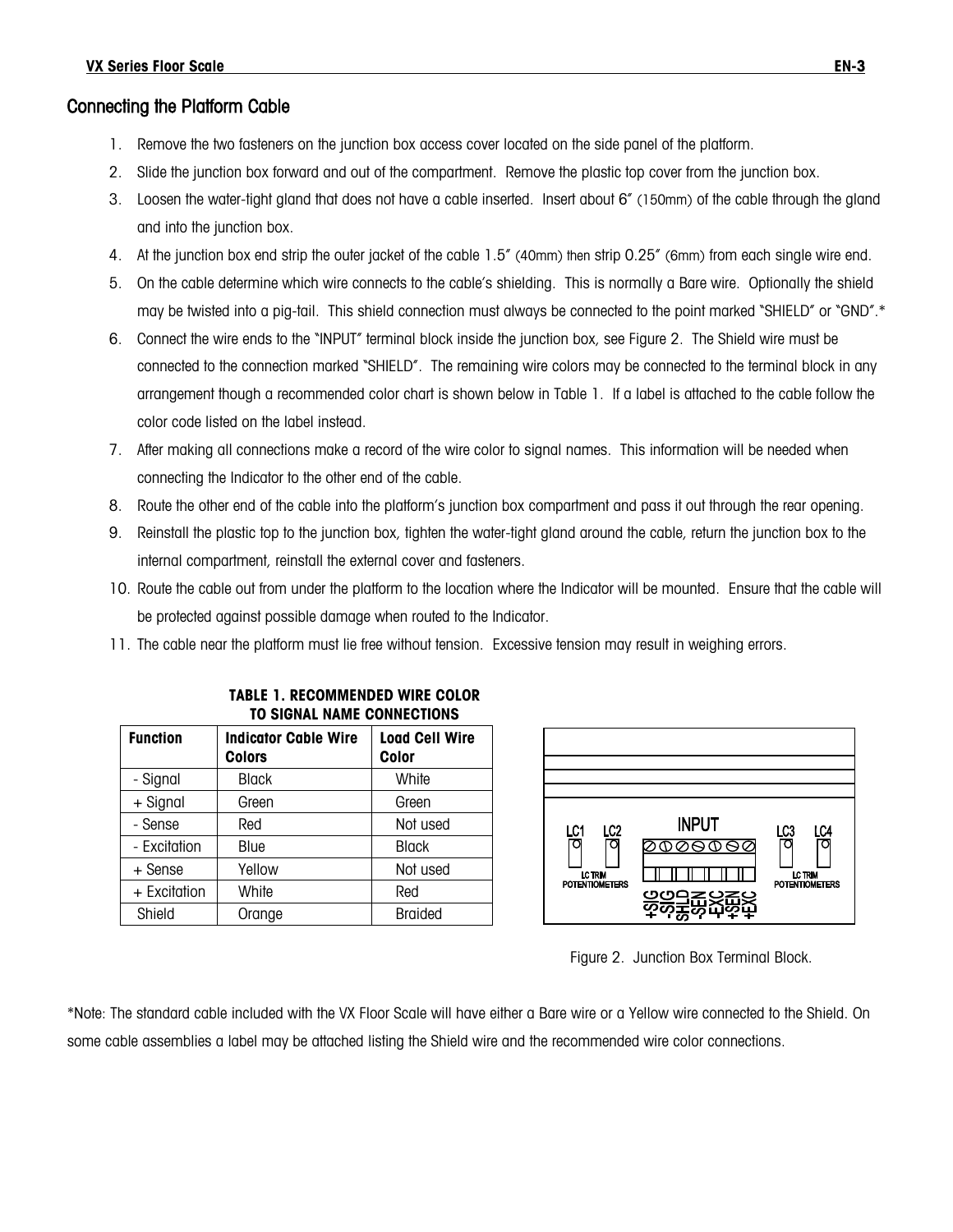## Connecting the Platform Cable

1. Remove the two fasteners on the junction box access cover located on the side panel of the platform.
2. Slide the junction box forward and out of the compartment. Remove the plastic top cover from the junction box.
3. Loosen the water-tight gland that does not have a cable inserted. Insert about 6" (150mm) of the cable through the gland and into the junction box.
4. At the junction box end strip the outer jacket of the cable 1.5" (40mm) then strip 0.25" (6mm) from each single wire end.
5. On the cable determine which wire connects to the cable's shielding. This is normally a Bare wire. Optionally the shield may be twisted into a pig-tail. This shield connection must always be connected to the point marked "SHIELD" or "GND".*
6. Connect the wire ends to the "INPUT" terminal block inside the junction box, see Figure 2. The Shield wire must be connected to the connection marked "SHIELD". The remaining wire colors may be connected to the terminal block in any arrangement though a recommended color chart is shown below in Table 1. If a label is attached to the cable follow the color code listed on the label instead.
7. After making all connections make a record of the wire color to signal names. This information will be needed when connecting the Indicator to the other end of the cable.
8. Route the other end of the cable into the platform's junction box compartment and pass it out through the rear opening.
9. Reinstall the plastic top to the junction box, tighten the water-tight gland around the cable, return the junction box to the internal compartment, reinstall the external cover and fasteners.
10. Route the cable out from under the platform to the location where the Indicator will be mounted. Ensure that the cable will be protected against possible damage when routed to the Indicator.
11. The cable near the platform must lie free without tension. Excessive tension may result in weighing errors.

**TABLE 1. RECOMMENDED WIRE COLOR TO SIGNAL NAME CONNECTIONS**

| Function | Indicator Cable Wire Colors | Load Cell Wire Color |
|---|---|---|
| - Signal | Black | White |
| + Signal | Green | Green |
| - Sense | Red | Not used |
| - Excitation | Blue | Black |
| + Sense | Yellow | Not used |
| + Excitation | White | Red |
| Shield | Orange | Braided |

LC1 LC2 INPUT LC3 LC4

LC TRIM POTENTIOMETERS

+SIG -SIG SHLD -SEN -EXC +SEN +EXC

LC TRIM POTENTIOMETERS

Figure 2. Junction Box Terminal Block.

*Note: The standard cable included with the VX Floor Scale will have either a Bare wire or a Yellow wire connected to the Shield. On some cable assemblies a label may be attached listing the Shield wire and the recommended wire color connections.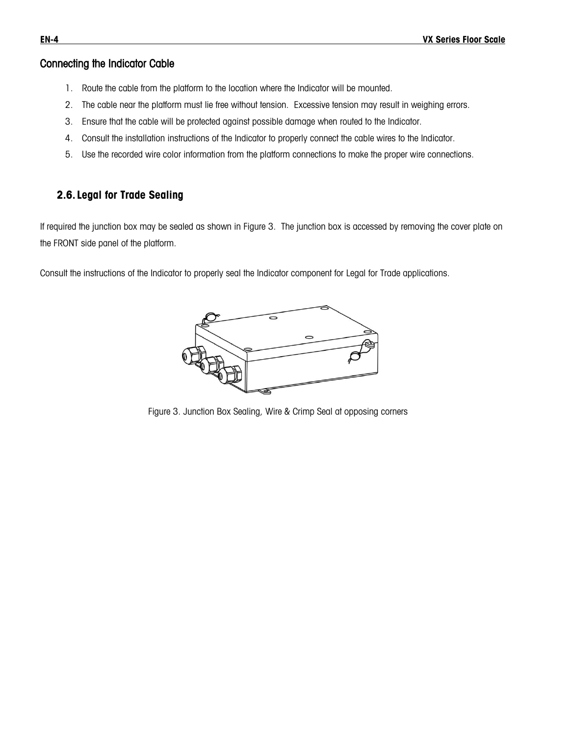### Connecting the Indicator Cable

1. Route the cable from the platform to the location where the Indicator will be mounted.
2. The cable near the platform must lie free without tension. Excessive tension may result in weighing errors.
3. Ensure that the cable will be protected against possible damage when routed to the Indicator.
4. Consult the installation instructions of the Indicator to properly connect the cable wires to the Indicator.
5. Use the recorded wire color information from the platform connections to make the proper wire connections.

## 2.6. Legal for Trade Sealing

If required the junction box may be sealed as shown in Figure 3. The junction box is accessed by removing the cover plate on the FRONT side panel of the platform.

Consult the instructions of the Indicator to properly seal the Indicator component for Legal for Trade applications.

Figure 3. Junction Box Sealing, Wire & Crimp Seal at opposing corners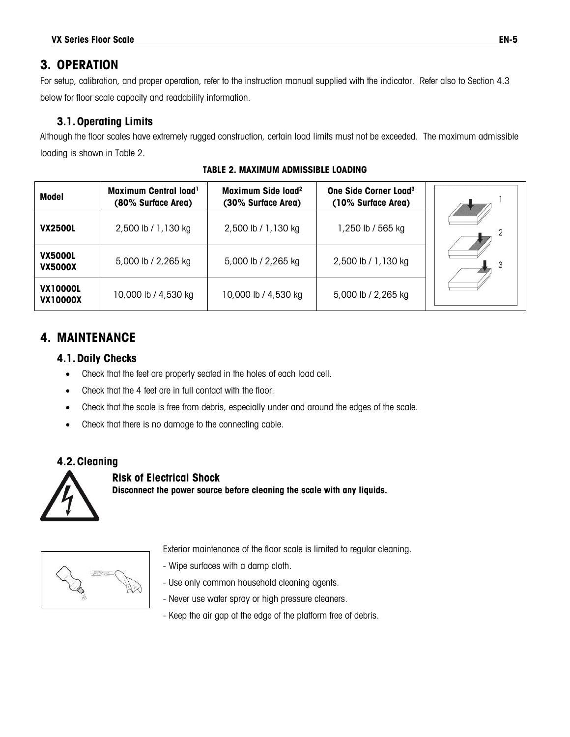# 3. OPERATION

For setup, calibration, and proper operation, refer to the instruction manual supplied with the indicator. Refer also to Section 4.3 below for floor scale capacity and readability information.

## 3.1. Operating Limits

Although the floor scales have extremely rugged construction, certain load limits must not be exceeded. The maximum admissible loading is shown in Table 2.

**TABLE 2. MAXIMUM ADMISSIBLE LOADING**

| Model | Maximum Central load[1] (80% Surface Area) | Maximum Side load[2] (30% Surface Area) | One Side Corner Load[3] (10% Surface Area) |
|---|---|---|---|
| **VX2500L** | 2,500 lb / 1,130 kg | 2,500 lb / 1,130 kg | 1,250 lb / 565 kg |
| **VX5000L VX5000X** | 5,000 lb / 2,265 kg | 5,000 lb / 2,265 kg | 2,500 lb / 1,130 kg |
| **VX10000L VX10000X** | 10,000 lb / 4,530 kg | 10,000 lb / 4,530 kg | 5,000 lb / 2,265 kg |

# 4. MAINTENANCE

## 4.1. Daily Checks

- Check that the feet are properly seated in the holes of each load cell.
- Check that the 4 feet are in full contact with the floor.
- Check that the scale is free from debris, especially under and around the edges of the scale.
- Check that there is no damage to the connecting cable.

## 4.2. Cleaning

**Risk of Electrical Shock**

**Disconnect the power source before cleaning the scale with any liquids.**

Exterior maintenance of the floor scale is limited to regular cleaning.

- Wipe surfaces with a damp cloth.
- Use only common household cleaning agents.
- Never use water spray or high pressure cleaners.
- Keep the air gap at the edge of the platform free of debris.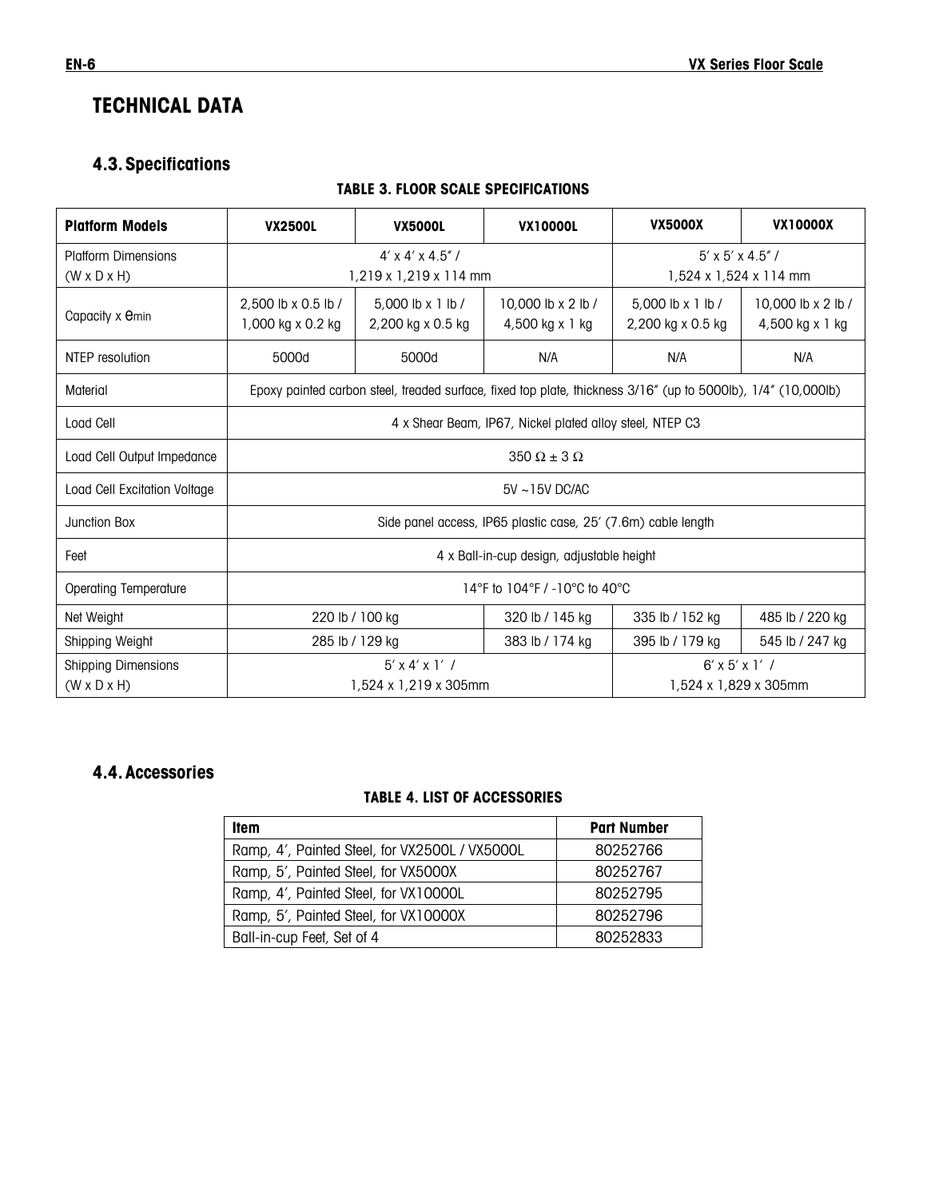# TECHNICAL DATA

## 4.3. Specifications

**TABLE 3. FLOOR SCALE SPECIFICATIONS**

| Platform Models | VX2500L | VX5000L | VX10000L | VX5000X | VX10000X |
|---|---|---|---|---|---|
| Platform Dimensions (W x D x H) | 4′ x 4′ x 4.5″ / 1,219 x 1,219 x 114 mm | | | 5′ x 5′ x 4.5″ / 1,524 x 1,524 x 114 mm | |
| Capacity x e min | 2,500 lb x 0.5 lb / 1,000 kg x 0.2 kg | 5,000 lb x 1 lb / 2,200 kg x 0.5 kg | 10,000 lb x 2 lb / 4,500 kg x 1 kg | 5,000 lb x 1 lb / 2,200 kg x 0.5 kg | 10,000 lb x 2 lb / 4,500 kg x 1 kg |
| NTEP resolution | 5000d | 5000d | N/A | N/A | N/A |
| Material | Epoxy painted carbon steel, treaded surface, fixed top plate, thickness 3/16″ (up to 5000lb), 1/4″ (10,000lb) | | | | |
| Load Cell | 4 x Shear Beam, IP67, Nickel plated alloy steel, NTEP C3 | | | | |
| Load Cell Output Impedance | 350 Ω ± 3 Ω | | | | |
| Load Cell Excitation Voltage | 5V ~15V DC/AC | | | | |
| Junction Box | Side panel access, IP65 plastic case, 25′ (7.6m) cable length | | | | |
| Feet | 4 x Ball-in-cup design, adjustable height | | | | |
| Operating Temperature | 14°F to 104°F / -10°C to 40°C | | | | |
| Net Weight | 220 lb / 100 kg | | 320 lb / 145 kg | 335 lb / 152 kg | 485 lb / 220 kg |
| Shipping Weight | 285 lb / 129 kg | | 383 lb / 174 kg | 395 lb / 179 kg | 545 lb / 247 kg |
| Shipping Dimensions (W x D x H) | 5′ x 4′ x 1′ / 1,524 x 1,219 x 305mm | | | 6′ x 5′ x 1′ / 1,524 x 1,829 x 305mm | |

## 4.4. Accessories

**TABLE 4. LIST OF ACCESSORIES**

| Item | Part Number |
|---|---|
| Ramp, 4′, Painted Steel, for VX2500L / VX5000L | 80252766 |
| Ramp, 5′, Painted Steel, for VX5000X | 80252767 |
| Ramp, 4′, Painted Steel, for VX10000L | 80252795 |
| Ramp, 5′, Painted Steel, for VX10000X | 80252796 |
| Ball-in-cup Feet, Set of 4 | 80252833 |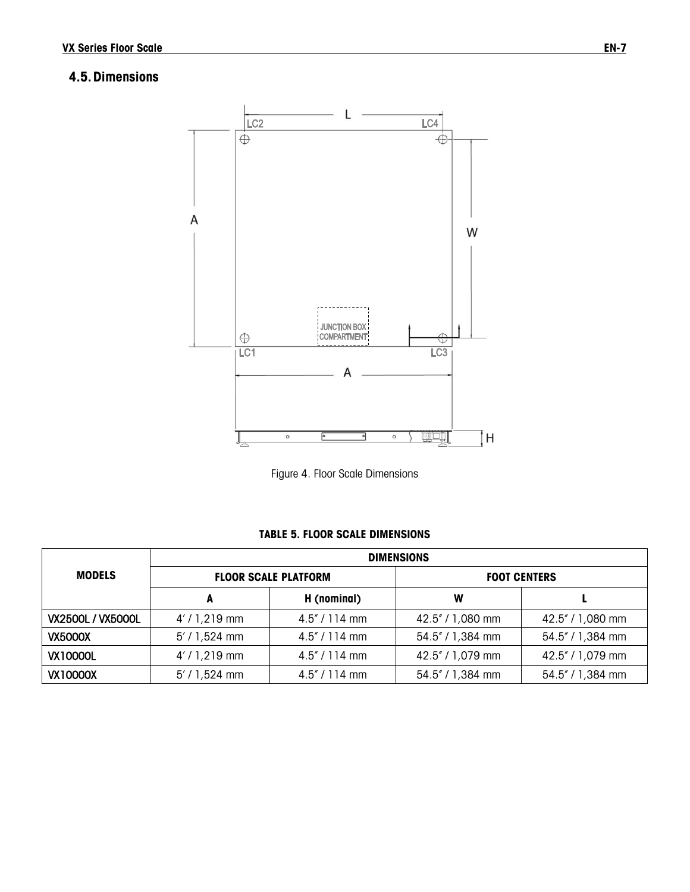## 4.5. Dimensions

Figure 4. Floor Scale Dimensions

**TABLE 5. FLOOR SCALE DIMENSIONS**

| MODELS | DIMENSIONS | | | |
|---|---|---|---|---|
| | FLOOR SCALE PLATFORM | | FOOT CENTERS | |
| | A | H (nominal) | W | L |
| VX2500L / VX5000L | 4′ / 1,219 mm | 4.5″ / 114 mm | 42.5″ / 1,080 mm | 42.5″ / 1,080 mm |
| VX5000X | 5′ / 1,524 mm | 4.5″ / 114 mm | 54.5″ / 1,384 mm | 54.5″ / 1,384 mm |
| VX10000L | 4′ / 1,219 mm | 4.5″ / 114 mm | 42.5″ / 1,079 mm | 42.5″ / 1,079 mm |
| VX10000X | 5′ / 1,524 mm | 4.5″ / 114 mm | 54.5″ / 1,384 mm | 54.5″ / 1,384 mm |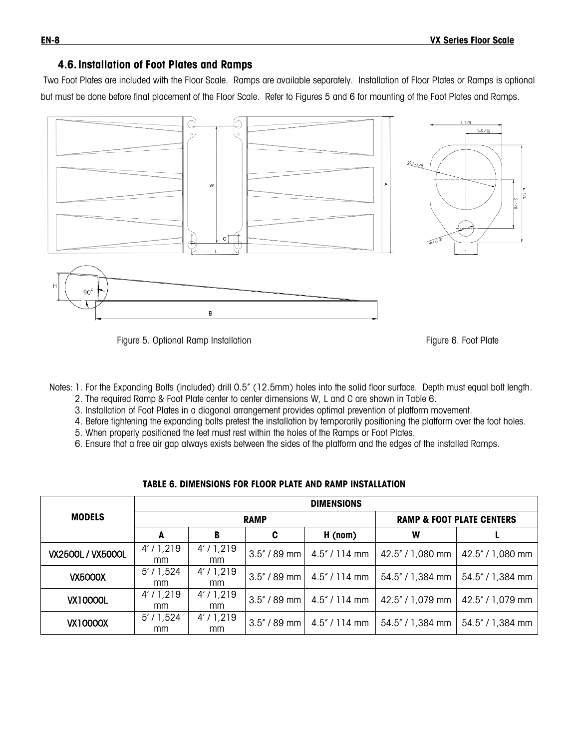## 4.6. Installation of Foot Plates and Ramps

Two Foot Plates are included with the Floor Scale. Ramps are available separately. Installation of Floor Plates or Ramps is optional but must be done before final placement of the Floor Scale. Refer to Figures 5 and 6 for mounting of the Foot Plates and Ramps.

Figure 5. Optional Ramp Installation

Figure 6. Foot Plate

Notes: 1. For the Expanding Bolts (included) drill 0.5" (12.5mm) holes into the solid floor surface. Depth must equal bolt length.

2. The required Ramp & Foot Plate center to center dimensions W, L and C are shown in Table 6.
3. Installation of Foot Plates in a diagonal arrangement provides optimal prevention of platform movement.
4. Before tightening the expanding bolts pretest the installation by temporarily positioning the platform over the foot holes.
5. When properly positioned the feet must rest within the holes of the Ramps or Foot Plates.
6. Ensure that a free air gap always exists between the sides of the platform and the edges of the installed Ramps.

**TABLE 6. DIMENSIONS FOR FLOOR PLATE AND RAMP INSTALLATION**

| MODELS | DIMENSIONS | | | | | |
|---|---|---|---|---|---|---|
| | RAMP | | | | RAMP & FOOT PLATE CENTERS | |
| | A | B | C | H (nom) | W | L |
| VX2500L / VX5000L | 4' / 1,219 mm | 4' / 1,219 mm | 3.5" / 89 mm | 4.5" / 114 mm | 42.5" / 1,080 mm | 42.5" / 1,080 mm |
| VX5000X | 5' / 1,524 mm | 4' / 1,219 mm | 3.5" / 89 mm | 4.5" / 114 mm | 54.5" / 1,384 mm | 54.5" / 1,384 mm |
| VX10000L | 4' / 1,219 mm | 4' / 1,219 mm | 3.5" / 89 mm | 4.5" / 114 mm | 42.5" / 1,079 mm | 42.5" / 1,079 mm |
| VX10000X | 5' / 1,524 mm | 4' / 1,219 mm | 3.5" / 89 mm | 4.5" / 114 mm | 54.5" / 1,384 mm | 54.5" / 1,384 mm |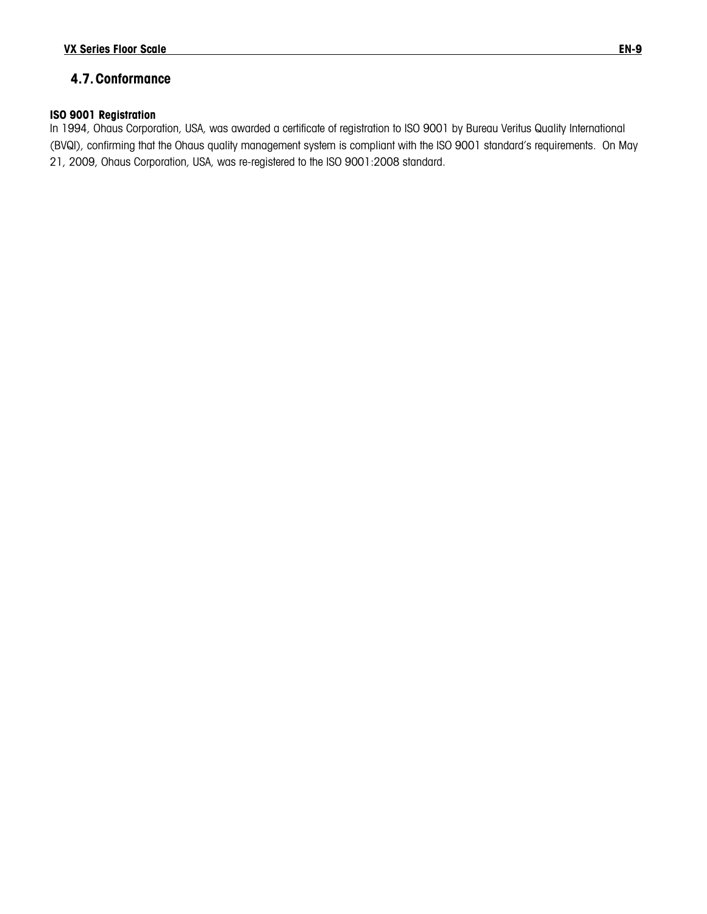## 4.7. Conformance

**ISO 9001 Registration**

In 1994, Ohaus Corporation, USA, was awarded a certificate of registration to ISO 9001 by Bureau Veritus Quality International (BVQI), confirming that the Ohaus quality management system is compliant with the ISO 9001 standard's requirements. On May 21, 2009, Ohaus Corporation, USA, was re-registered to the ISO 9001:2008 standard.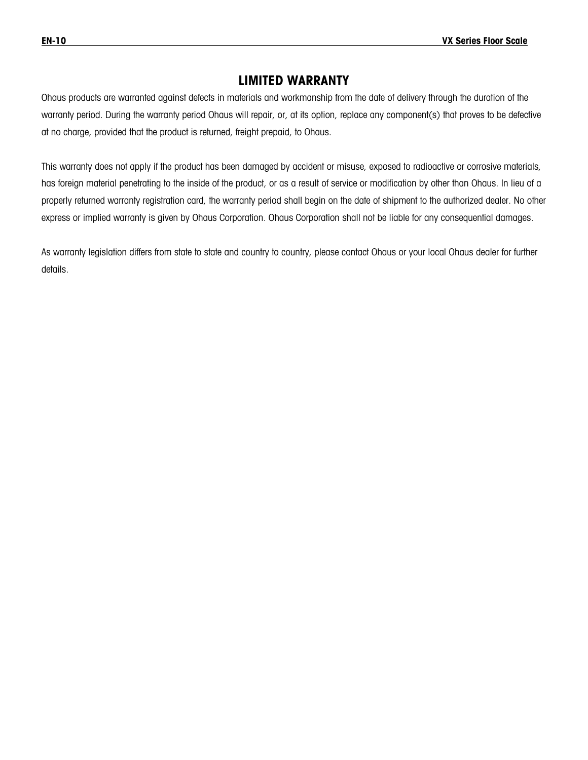# LIMITED WARRANTY

Ohaus products are warranted against defects in materials and workmanship from the date of delivery through the duration of the warranty period. During the warranty period Ohaus will repair, or, at its option, replace any component(s) that proves to be defective at no charge, provided that the product is returned, freight prepaid, to Ohaus.

This warranty does not apply if the product has been damaged by accident or misuse, exposed to radioactive or corrosive materials, has foreign material penetrating to the inside of the product, or as a result of service or modification by other than Ohaus. In lieu of a properly returned warranty registration card, the warranty period shall begin on the date of shipment to the authorized dealer. No other express or implied warranty is given by Ohaus Corporation. Ohaus Corporation shall not be liable for any consequential damages.

As warranty legislation differs from state to state and country to country, please contact Ohaus or your local Ohaus dealer for further details.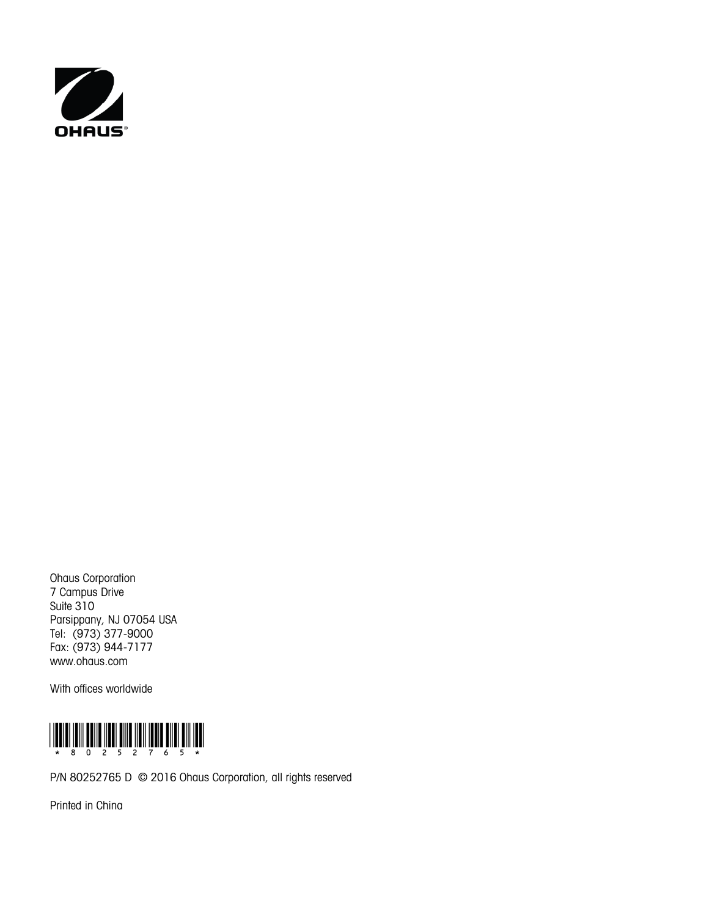OHAUS®

Ohaus Corporation
7 Campus Drive
Suite 310
Parsippany, NJ 07054 USA
Tel: (973) 377-9000
Fax: (973) 944-7177
www.ohaus.com

With offices worldwide

\* 8 0 2 5 2 7 6 5 \*

P/N 80252765 D © 2016 Ohaus Corporation, all rights reserved

Printed in China